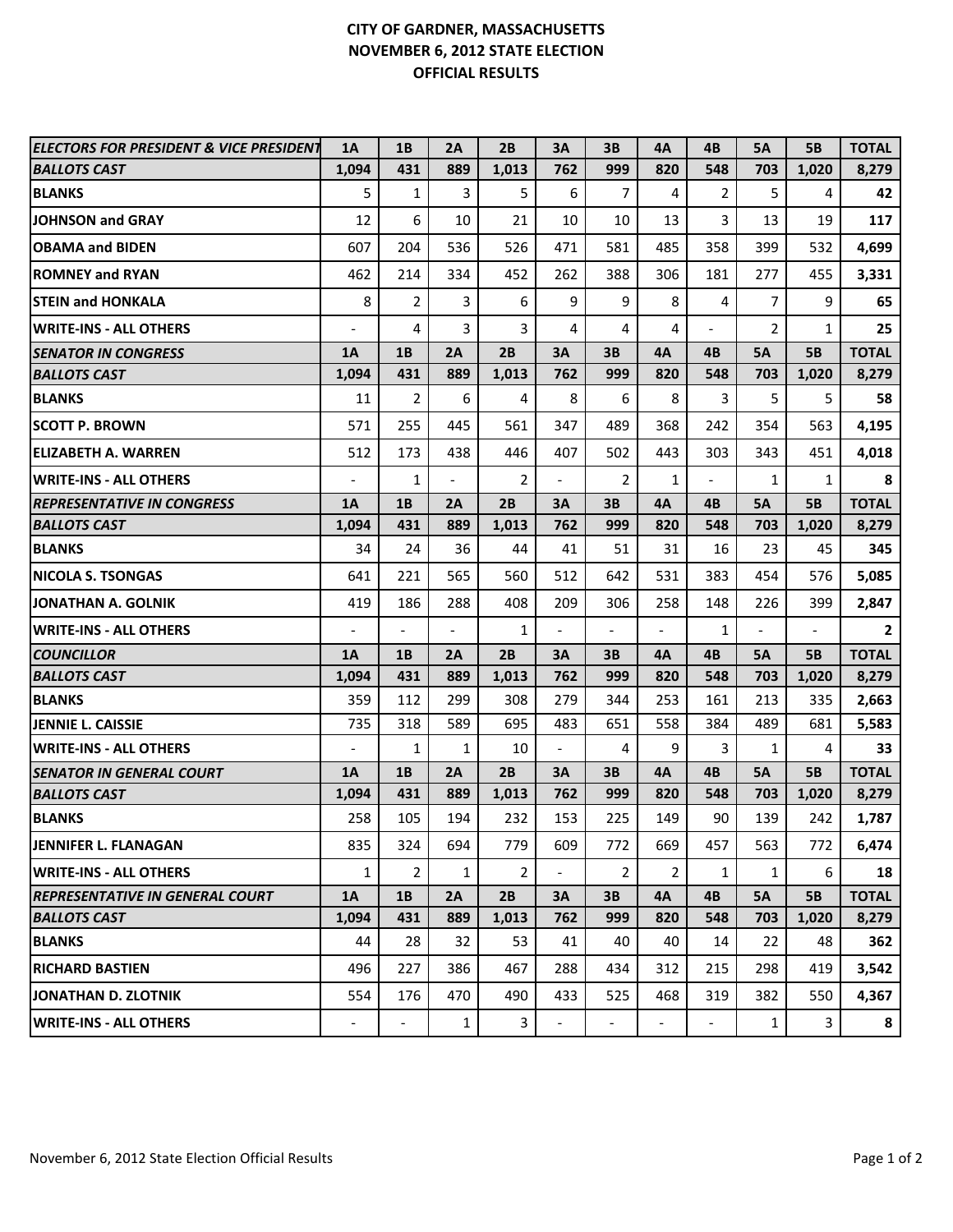# CITY OF GARDNER, MASSACHUSETTS
# NOVEMBER 6, 2012 STATE ELECTION
# OFFICIAL RESULTS

| *ELECTORS FOR PRESIDENT & VICE PRESIDENT* | 1A | 1B | 2A | 2B | 3A | 3B | 4A | 4B | 5A | 5B | TOTAL |
|---|---|---|---|---|---|---|---|---|---|---|---|
| *BALLOTS CAST* | 1,094 | 431 | 889 | 1,013 | 762 | 999 | 820 | 548 | 703 | 1,020 | 8,279 |
| BLANKS | 5 | 1 | 3 | 5 | 6 | 7 | 4 | 2 | 5 | 4 | 42 |
| JOHNSON and GRAY | 12 | 6 | 10 | 21 | 10 | 10 | 13 | 3 | 13 | 19 | 117 |
| OBAMA and BIDEN | 607 | 204 | 536 | 526 | 471 | 581 | 485 | 358 | 399 | 532 | 4,699 |
| ROMNEY and RYAN | 462 | 214 | 334 | 452 | 262 | 388 | 306 | 181 | 277 | 455 | 3,331 |
| STEIN and HONKALA | 8 | 2 | 3 | 6 | 9 | 9 | 8 | 4 | 7 | 9 | 65 |
| WRITE-INS - ALL OTHERS | - | 4 | 3 | 3 | 4 | 4 | 4 | - | 2 | 1 | 25 |
| *SENATOR IN CONGRESS* | 1A | 1B | 2A | 2B | 3A | 3B | 4A | 4B | 5A | 5B | TOTAL |
| *BALLOTS CAST* | 1,094 | 431 | 889 | 1,013 | 762 | 999 | 820 | 548 | 703 | 1,020 | 8,279 |
| BLANKS | 11 | 2 | 6 | 4 | 8 | 6 | 8 | 3 | 5 | 5 | 58 |
| SCOTT P. BROWN | 571 | 255 | 445 | 561 | 347 | 489 | 368 | 242 | 354 | 563 | 4,195 |
| ELIZABETH A. WARREN | 512 | 173 | 438 | 446 | 407 | 502 | 443 | 303 | 343 | 451 | 4,018 |
| WRITE-INS - ALL OTHERS | - | 1 | - | 2 | - | 2 | 1 | - | 1 | 1 | 8 |
| *REPRESENTATIVE IN CONGRESS* | 1A | 1B | 2A | 2B | 3A | 3B | 4A | 4B | 5A | 5B | TOTAL |
| *BALLOTS CAST* | 1,094 | 431 | 889 | 1,013 | 762 | 999 | 820 | 548 | 703 | 1,020 | 8,279 |
| BLANKS | 34 | 24 | 36 | 44 | 41 | 51 | 31 | 16 | 23 | 45 | 345 |
| NICOLA S. TSONGAS | 641 | 221 | 565 | 560 | 512 | 642 | 531 | 383 | 454 | 576 | 5,085 |
| JONATHAN A. GOLNIK | 419 | 186 | 288 | 408 | 209 | 306 | 258 | 148 | 226 | 399 | 2,847 |
| WRITE-INS - ALL OTHERS | - | - | - | 1 | - | - | - | 1 | - | - | 2 |
| *COUNCILLOR* | 1A | 1B | 2A | 2B | 3A | 3B | 4A | 4B | 5A | 5B | TOTAL |
| *BALLOTS CAST* | 1,094 | 431 | 889 | 1,013 | 762 | 999 | 820 | 548 | 703 | 1,020 | 8,279 |
| BLANKS | 359 | 112 | 299 | 308 | 279 | 344 | 253 | 161 | 213 | 335 | 2,663 |
| JENNIE L. CAISSIE | 735 | 318 | 589 | 695 | 483 | 651 | 558 | 384 | 489 | 681 | 5,583 |
| WRITE-INS - ALL OTHERS | - | 1 | 1 | 10 | - | 4 | 9 | 3 | 1 | 4 | 33 |
| *SENATOR IN GENERAL COURT* | 1A | 1B | 2A | 2B | 3A | 3B | 4A | 4B | 5A | 5B | TOTAL |
| *BALLOTS CAST* | 1,094 | 431 | 889 | 1,013 | 762 | 999 | 820 | 548 | 703 | 1,020 | 8,279 |
| BLANKS | 258 | 105 | 194 | 232 | 153 | 225 | 149 | 90 | 139 | 242 | 1,787 |
| JENNIFER L. FLANAGAN | 835 | 324 | 694 | 779 | 609 | 772 | 669 | 457 | 563 | 772 | 6,474 |
| WRITE-INS - ALL OTHERS | 1 | 2 | 1 | 2 | - | 2 | 2 | 1 | 1 | 6 | 18 |
| *REPRESENTATIVE IN GENERAL COURT* | 1A | 1B | 2A | 2B | 3A | 3B | 4A | 4B | 5A | 5B | TOTAL |
| *BALLOTS CAST* | 1,094 | 431 | 889 | 1,013 | 762 | 999 | 820 | 548 | 703 | 1,020 | 8,279 |
| BLANKS | 44 | 28 | 32 | 53 | 41 | 40 | 40 | 14 | 22 | 48 | 362 |
| RICHARD BASTIEN | 496 | 227 | 386 | 467 | 288 | 434 | 312 | 215 | 298 | 419 | 3,542 |
| JONATHAN D. ZLOTNIK | 554 | 176 | 470 | 490 | 433 | 525 | 468 | 319 | 382 | 550 | 4,367 |
| WRITE-INS - ALL OTHERS | - | - | 1 | 3 | - | - | - | - | 1 | 3 | 8 |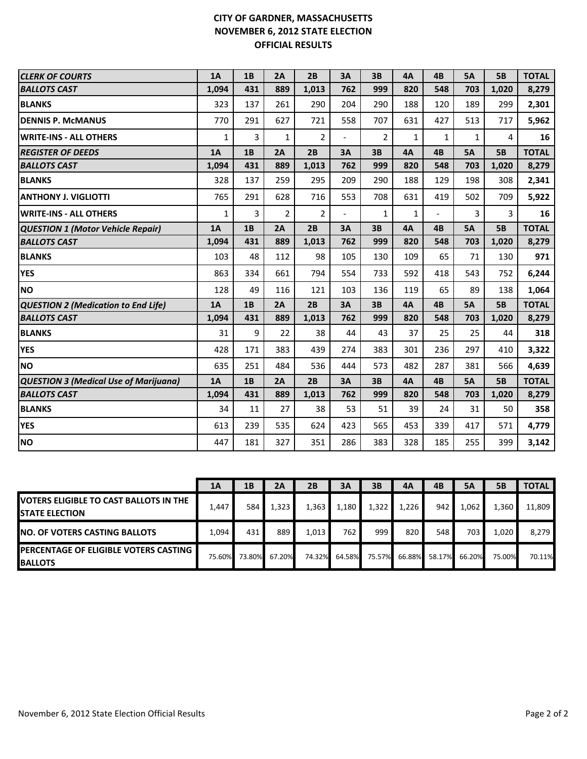**CITY OF GARDNER, MASSACHUSETTS**
**NOVEMBER 6, 2012 STATE ELECTION**
**OFFICIAL RESULTS**

| ***CLERK OF COURTS*** | **1A** | **1B** | **2A** | **2B** | **3A** | **3B** | **4A** | **4B** | **5A** | **5B** | **TOTAL** |
|---|---|---|---|---|---|---|---|---|---|---|---|
| ***BALLOTS CAST*** | **1,094** | **431** | **889** | **1,013** | **762** | **999** | **820** | **548** | **703** | **1,020** | **8,279** |
| **BLANKS** | 323 | 137 | 261 | 290 | 204 | 290 | 188 | 120 | 189 | 299 | **2,301** |
| **DENNIS P. McMANUS** | 770 | 291 | 627 | 721 | 558 | 707 | 631 | 427 | 513 | 717 | **5,962** |
| **WRITE-INS - ALL OTHERS** | 1 | 3 | 1 | 2 | - | 2 | 1 | 1 | 1 | 4 | **16** |
| ***REGISTER OF DEEDS*** | **1A** | **1B** | **2A** | **2B** | **3A** | **3B** | **4A** | **4B** | **5A** | **5B** | **TOTAL** |
| ***BALLOTS CAST*** | **1,094** | **431** | **889** | **1,013** | **762** | **999** | **820** | **548** | **703** | **1,020** | **8,279** |
| **BLANKS** | 328 | 137 | 259 | 295 | 209 | 290 | 188 | 129 | 198 | 308 | **2,341** |
| **ANTHONY J. VIGLIOTTI** | 765 | 291 | 628 | 716 | 553 | 708 | 631 | 419 | 502 | 709 | **5,922** |
| **WRITE-INS - ALL OTHERS** | 1 | 3 | 2 | 2 | - | 1 | 1 | - | 3 | 3 | **16** |
| ***QUESTION 1 (Motor Vehicle Repair)*** | **1A** | **1B** | **2A** | **2B** | **3A** | **3B** | **4A** | **4B** | **5A** | **5B** | **TOTAL** |
| ***BALLOTS CAST*** | **1,094** | **431** | **889** | **1,013** | **762** | **999** | **820** | **548** | **703** | **1,020** | **8,279** |
| **BLANKS** | 103 | 48 | 112 | 98 | 105 | 130 | 109 | 65 | 71 | 130 | **971** |
| **YES** | 863 | 334 | 661 | 794 | 554 | 733 | 592 | 418 | 543 | 752 | **6,244** |
| **NO** | 128 | 49 | 116 | 121 | 103 | 136 | 119 | 65 | 89 | 138 | **1,064** |
| ***QUESTION 2 (Medication to End Life)*** | **1A** | **1B** | **2A** | **2B** | **3A** | **3B** | **4A** | **4B** | **5A** | **5B** | **TOTAL** |
| ***BALLOTS CAST*** | **1,094** | **431** | **889** | **1,013** | **762** | **999** | **820** | **548** | **703** | **1,020** | **8,279** |
| **BLANKS** | 31 | 9 | 22 | 38 | 44 | 43 | 37 | 25 | 25 | 44 | **318** |
| **YES** | 428 | 171 | 383 | 439 | 274 | 383 | 301 | 236 | 297 | 410 | **3,322** |
| **NO** | 635 | 251 | 484 | 536 | 444 | 573 | 482 | 287 | 381 | 566 | **4,639** |
| ***QUESTION 3 (Medical Use of Marijuana)*** | **1A** | **1B** | **2A** | **2B** | **3A** | **3B** | **4A** | **4B** | **5A** | **5B** | **TOTAL** |
| ***BALLOTS CAST*** | **1,094** | **431** | **889** | **1,013** | **762** | **999** | **820** | **548** | **703** | **1,020** | **8,279** |
| **BLANKS** | 34 | 11 | 27 | 38 | 53 | 51 | 39 | 24 | 31 | 50 | **358** |
| **YES** | 613 | 239 | 535 | 624 | 423 | 565 | 453 | 339 | 417 | 571 | **4,779** |
| **NO** | 447 | 181 | 327 | 351 | 286 | 383 | 328 | 185 | 255 | 399 | **3,142** |

| | **1A** | **1B** | **2A** | **2B** | **3A** | **3B** | **4A** | **4B** | **5A** | **5B** | **TOTAL** |
|---|---|---|---|---|---|---|---|---|---|---|---|
| **VOTERS ELIGIBLE TO CAST BALLOTS IN THE STATE ELECTION** | 1,447 | 584 | 1,323 | 1,363 | 1,180 | 1,322 | 1,226 | 942 | 1,062 | 1,360 | 11,809 |
| **NO. OF VOTERS CASTING BALLOTS** | 1,094 | 431 | 889 | 1,013 | 762 | 999 | 820 | 548 | 703 | 1,020 | 8,279 |
| **PERCENTAGE OF ELIGIBLE VOTERS CASTING BALLOTS** | 75.60% | 73.80% | 67.20% | 74.32% | 64.58% | 75.57% | 66.88% | 58.17% | 66.20% | 75.00% | 70.11% |